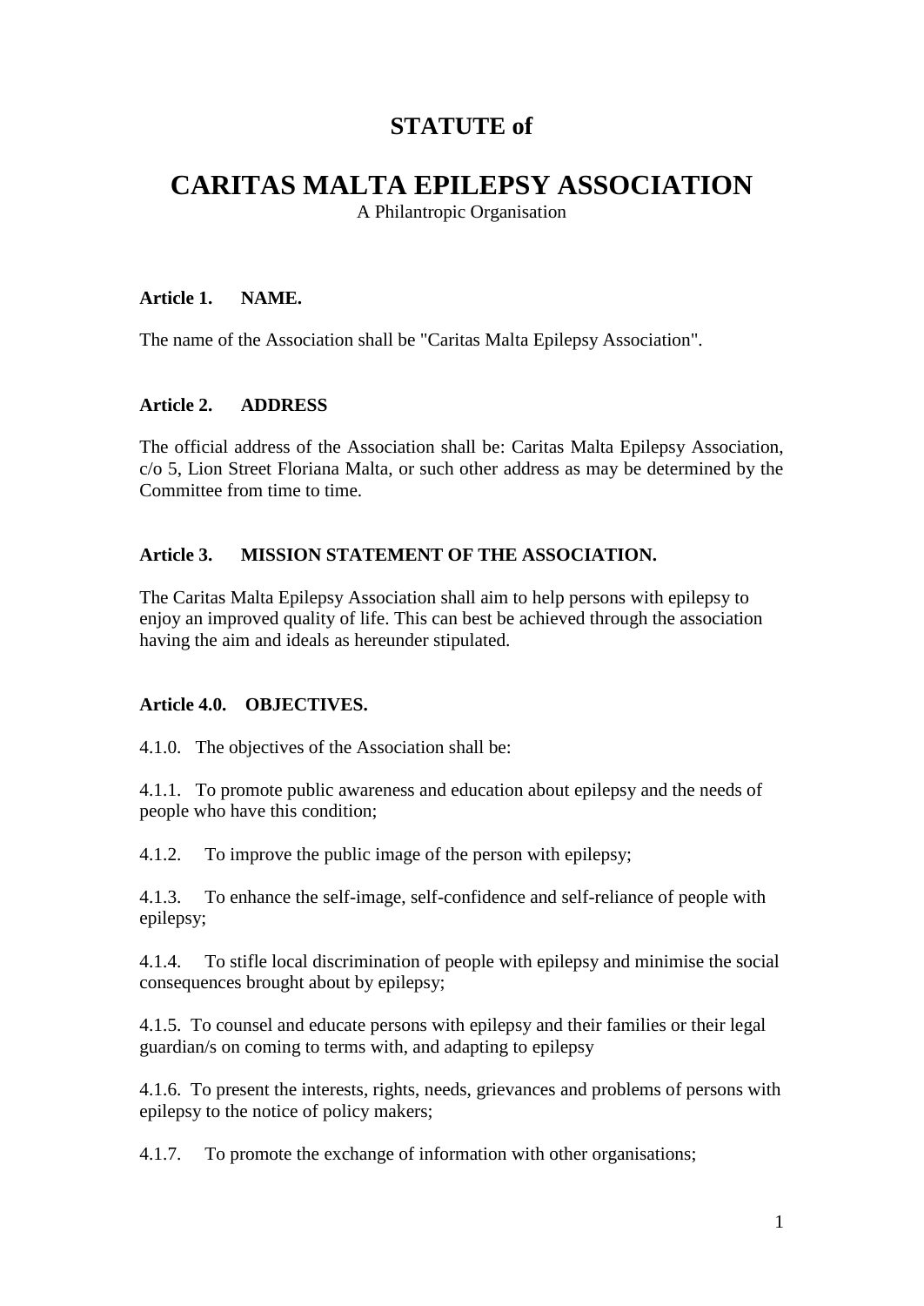# STATUTE of

# CARITAS MALTA EPILEPSY ASSOCIATION

A Philantropic Organisation

**Article 1. NAME.**

The name of the Association shall be "Caritas Malta Epilepsy Association".

**Article 2. ADDRESS**

The official address of the Association shall be: Caritas Malta Epilepsy Association, c/o 5, Lion Street Floriana Malta, or such other address as may be determined by the Committee from time to time.

**Article 3. MISSION STATEMENT OF THE ASSOCIATION.**

The Caritas Malta Epilepsy Association shall aim to help persons with epilepsy to enjoy an improved quality of life. This can best be achieved through the association having the aim and ideals as hereunder stipulated.

**Article 4.0. OBJECTIVES.**

4.1.0. The objectives of the Association shall be:

4.1.1. To promote public awareness and education about epilepsy and the needs of people who have this condition;

4.1.2. To improve the public image of the person with epilepsy;

4.1.3. To enhance the self-image, self-confidence and self-reliance of people with epilepsy;

4.1.4. To stifle local discrimination of people with epilepsy and minimise the social consequences brought about by epilepsy;

4.1.5. To counsel and educate persons with epilepsy and their families or their legal guardian/s on coming to terms with, and adapting to epilepsy

4.1.6. To present the interests, rights, needs, grievances and problems of persons with epilepsy to the notice of policy makers;

4.1.7. To promote the exchange of information with other organisations;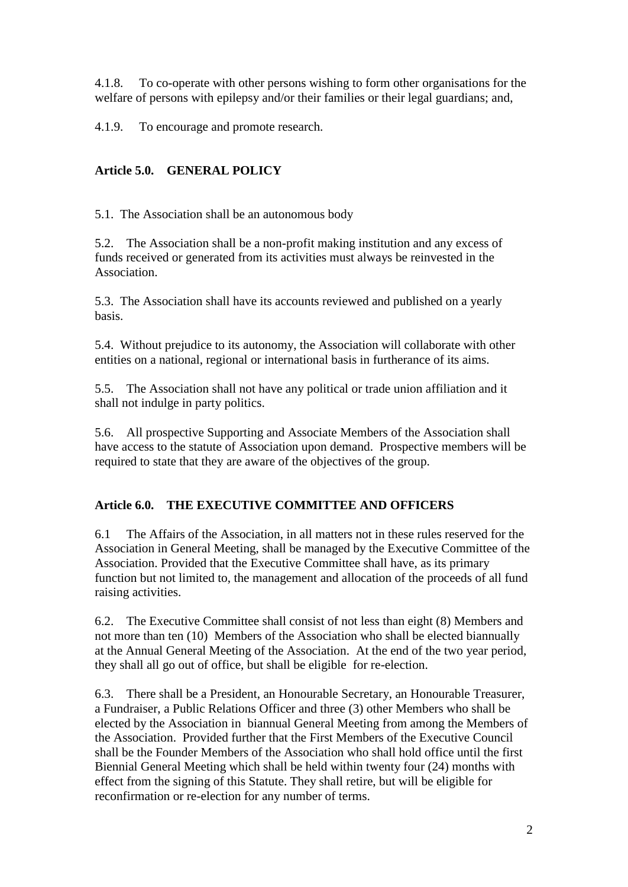4.1.8. To co-operate with other persons wishing to form other organisations for the welfare of persons with epilepsy and/or their families or their legal guardians; and,

4.1.9. To encourage and promote research.

## Article 5.0. GENERAL POLICY

5.1. The Association shall be an autonomous body

5.2. The Association shall be a non-profit making institution and any excess of funds received or generated from its activities must always be reinvested in the Association.

5.3. The Association shall have its accounts reviewed and published on a yearly basis.

5.4. Without prejudice to its autonomy, the Association will collaborate with other entities on a national, regional or international basis in furtherance of its aims.

5.5. The Association shall not have any political or trade union affiliation and it shall not indulge in party politics.

5.6. All prospective Supporting and Associate Members of the Association shall have access to the statute of Association upon demand. Prospective members will be required to state that they are aware of the objectives of the group.

## Article 6.0. THE EXECUTIVE COMMITTEE AND OFFICERS

6.1 The Affairs of the Association, in all matters not in these rules reserved for the Association in General Meeting, shall be managed by the Executive Committee of the Association. Provided that the Executive Committee shall have, as its primary function but not limited to, the management and allocation of the proceeds of all fund raising activities.

6.2. The Executive Committee shall consist of not less than eight (8) Members and not more than ten (10) Members of the Association who shall be elected biannually at the Annual General Meeting of the Association. At the end of the two year period, they shall all go out of office, but shall be eligible for re-election.

6.3. There shall be a President, an Honourable Secretary, an Honourable Treasurer, a Fundraiser, a Public Relations Officer and three (3) other Members who shall be elected by the Association in biannual General Meeting from among the Members of the Association. Provided further that the First Members of the Executive Council shall be the Founder Members of the Association who shall hold office until the first Biennial General Meeting which shall be held within twenty four (24) months with effect from the signing of this Statute. They shall retire, but will be eligible for reconfirmation or re-election for any number of terms.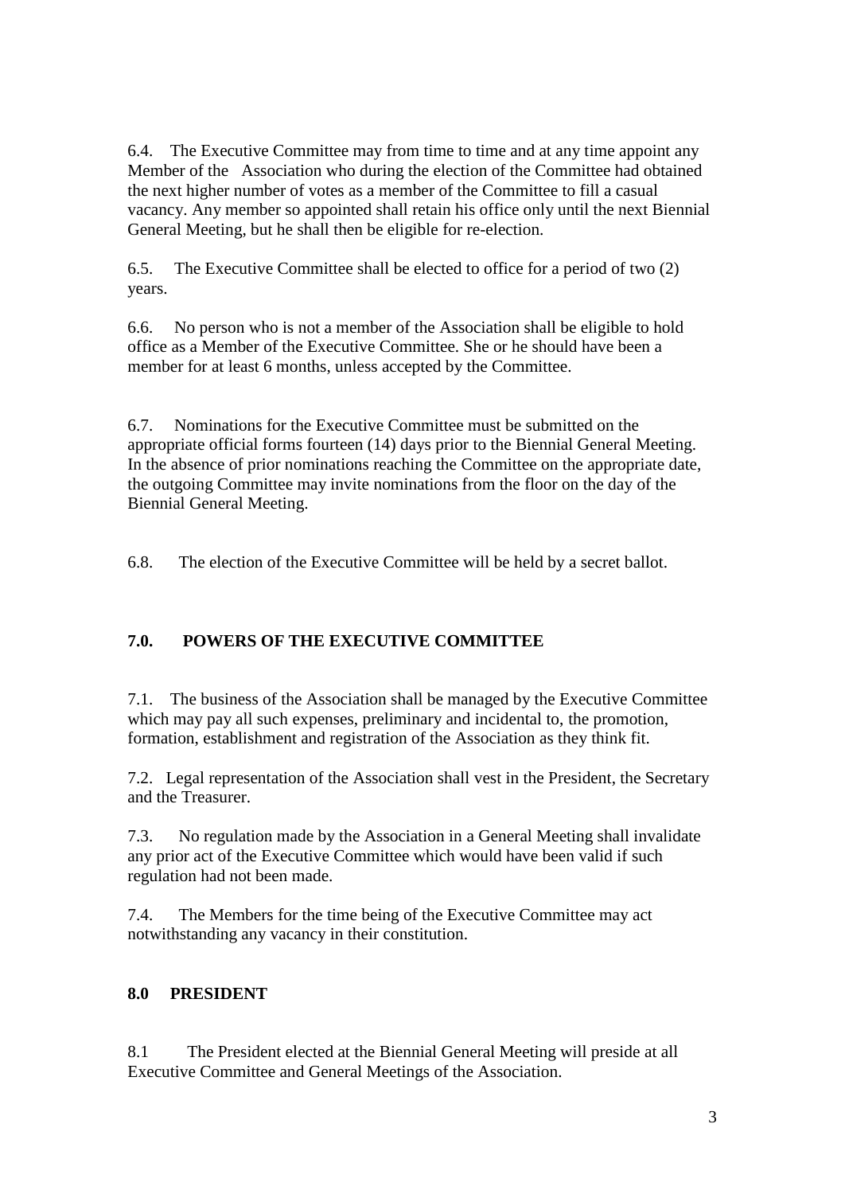6.4. The Executive Committee may from time to time and at any time appoint any Member of the Association who during the election of the Committee had obtained the next higher number of votes as a member of the Committee to fill a casual vacancy. Any member so appointed shall retain his office only until the next Biennial General Meeting, but he shall then be eligible for re-election.

6.5. The Executive Committee shall be elected to office for a period of two (2) years.

6.6. No person who is not a member of the Association shall be eligible to hold office as a Member of the Executive Committee. She or he should have been a member for at least 6 months, unless accepted by the Committee.

6.7. Nominations for the Executive Committee must be submitted on the appropriate official forms fourteen (14) days prior to the Biennial General Meeting. In the absence of prior nominations reaching the Committee on the appropriate date, the outgoing Committee may invite nominations from the floor on the day of the Biennial General Meeting.

6.8. The election of the Executive Committee will be held by a secret ballot.

## 7.0. POWERS OF THE EXECUTIVE COMMITTEE

7.1. The business of the Association shall be managed by the Executive Committee which may pay all such expenses, preliminary and incidental to, the promotion, formation, establishment and registration of the Association as they think fit.

7.2. Legal representation of the Association shall vest in the President, the Secretary and the Treasurer.

7.3. No regulation made by the Association in a General Meeting shall invalidate any prior act of the Executive Committee which would have been valid if such regulation had not been made.

7.4. The Members for the time being of the Executive Committee may act notwithstanding any vacancy in their constitution.

## 8.0 PRESIDENT

8.1 The President elected at the Biennial General Meeting will preside at all Executive Committee and General Meetings of the Association.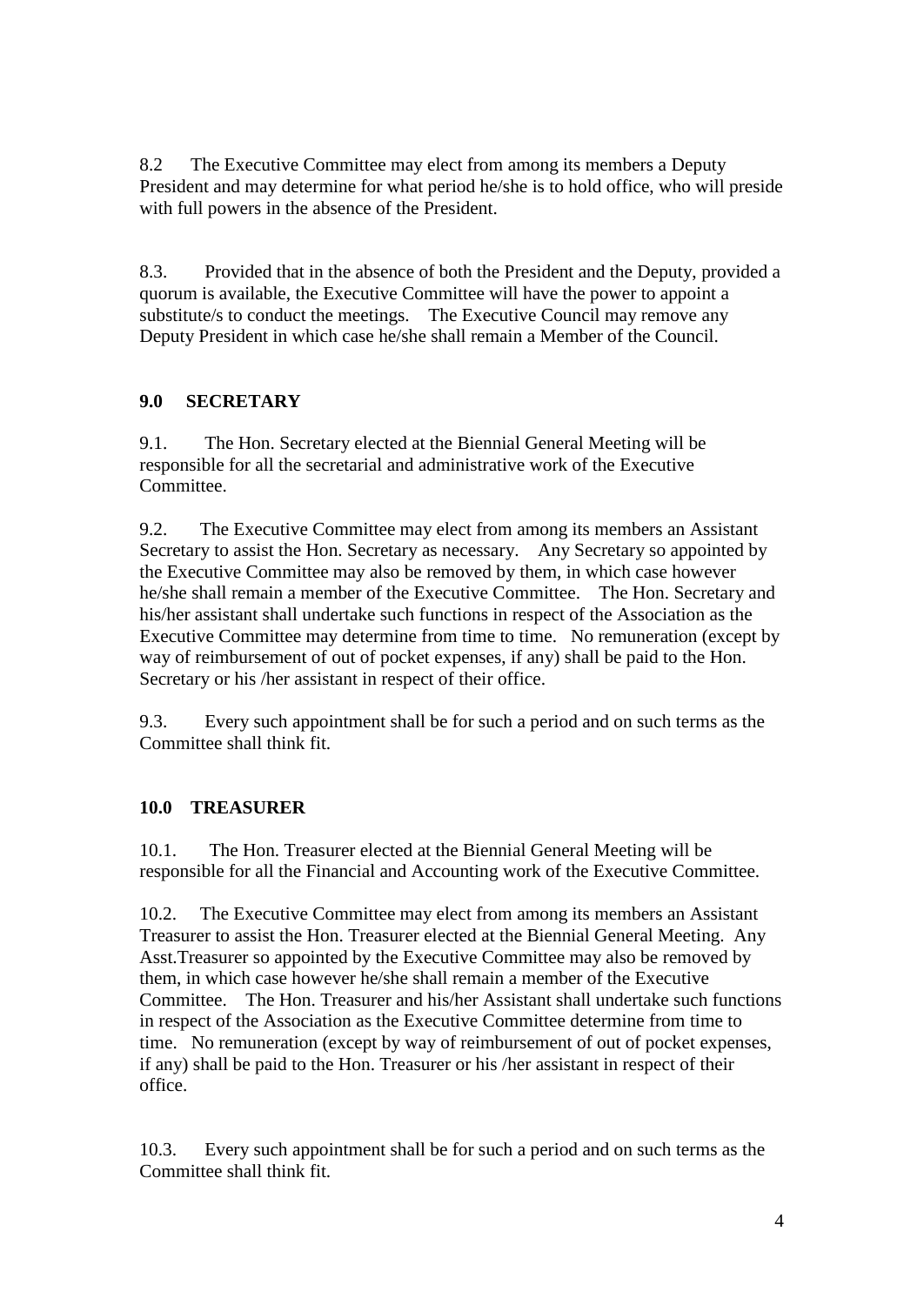8.2 The Executive Committee may elect from among its members a Deputy President and may determine for what period he/she is to hold office, who will preside with full powers in the absence of the President.

8.3. Provided that in the absence of both the President and the Deputy, provided a quorum is available, the Executive Committee will have the power to appoint a substitute/s to conduct the meetings. The Executive Council may remove any Deputy President in which case he/she shall remain a Member of the Council.

**9.0 SECRETARY**

9.1. The Hon. Secretary elected at the Biennial General Meeting will be responsible for all the secretarial and administrative work of the Executive Committee.

9.2. The Executive Committee may elect from among its members an Assistant Secretary to assist the Hon. Secretary as necessary. Any Secretary so appointed by the Executive Committee may also be removed by them, in which case however he/she shall remain a member of the Executive Committee. The Hon. Secretary and his/her assistant shall undertake such functions in respect of the Association as the Executive Committee may determine from time to time. No remuneration (except by way of reimbursement of out of pocket expenses, if any) shall be paid to the Hon. Secretary or his /her assistant in respect of their office.

9.3. Every such appointment shall be for such a period and on such terms as the Committee shall think fit.

**10.0 TREASURER**

10.1. The Hon. Treasurer elected at the Biennial General Meeting will be responsible for all the Financial and Accounting work of the Executive Committee.

10.2. The Executive Committee may elect from among its members an Assistant Treasurer to assist the Hon. Treasurer elected at the Biennial General Meeting. Any Asst.Treasurer so appointed by the Executive Committee may also be removed by them, in which case however he/she shall remain a member of the Executive Committee. The Hon. Treasurer and his/her Assistant shall undertake such functions in respect of the Association as the Executive Committee determine from time to time. No remuneration (except by way of reimbursement of out of pocket expenses, if any) shall be paid to the Hon. Treasurer or his /her assistant in respect of their office.

10.3. Every such appointment shall be for such a period and on such terms as the Committee shall think fit.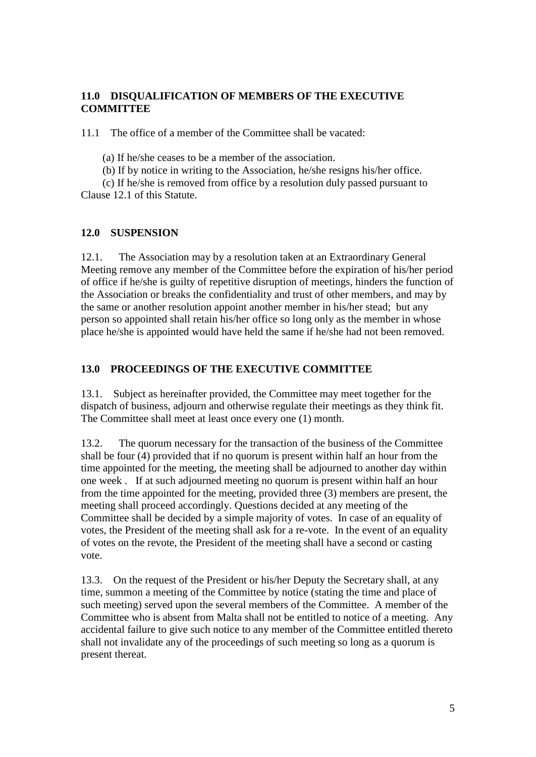## 11.0 DISQUALIFICATION OF MEMBERS OF THE EXECUTIVE COMMITTEE

11.1 The office of a member of the Committee shall be vacated:

(a) If he/she ceases to be a member of the association.

(b) If by notice in writing to the Association, he/she resigns his/her office.

(c) If he/she is removed from office by a resolution duly passed pursuant to Clause 12.1 of this Statute.

## 12.0 SUSPENSION

12.1. The Association may by a resolution taken at an Extraordinary General Meeting remove any member of the Committee before the expiration of his/her period of office if he/she is guilty of repetitive disruption of meetings, hinders the function of the Association or breaks the confidentiality and trust of other members, and may by the same or another resolution appoint another member in his/her stead; but any person so appointed shall retain his/her office so long only as the member in whose place he/she is appointed would have held the same if he/she had not been removed.

## 13.0 PROCEEDINGS OF THE EXECUTIVE COMMITTEE

13.1. Subject as hereinafter provided, the Committee may meet together for the dispatch of business, adjourn and otherwise regulate their meetings as they think fit. The Committee shall meet at least once every one (1) month.

13.2. The quorum necessary for the transaction of the business of the Committee shall be four (4) provided that if no quorum is present within half an hour from the time appointed for the meeting, the meeting shall be adjourned to another day within one week . If at such adjourned meeting no quorum is present within half an hour from the time appointed for the meeting, provided three (3) members are present, the meeting shall proceed accordingly. Questions decided at any meeting of the Committee shall be decided by a simple majority of votes. In case of an equality of votes, the President of the meeting shall ask for a re-vote. In the event of an equality of votes on the revote, the President of the meeting shall have a second or casting vote.

13.3. On the request of the President or his/her Deputy the Secretary shall, at any time, summon a meeting of the Committee by notice (stating the time and place of such meeting) served upon the several members of the Committee. A member of the Committee who is absent from Malta shall not be entitled to notice of a meeting. Any accidental failure to give such notice to any member of the Committee entitled thereto shall not invalidate any of the proceedings of such meeting so long as a quorum is present thereat.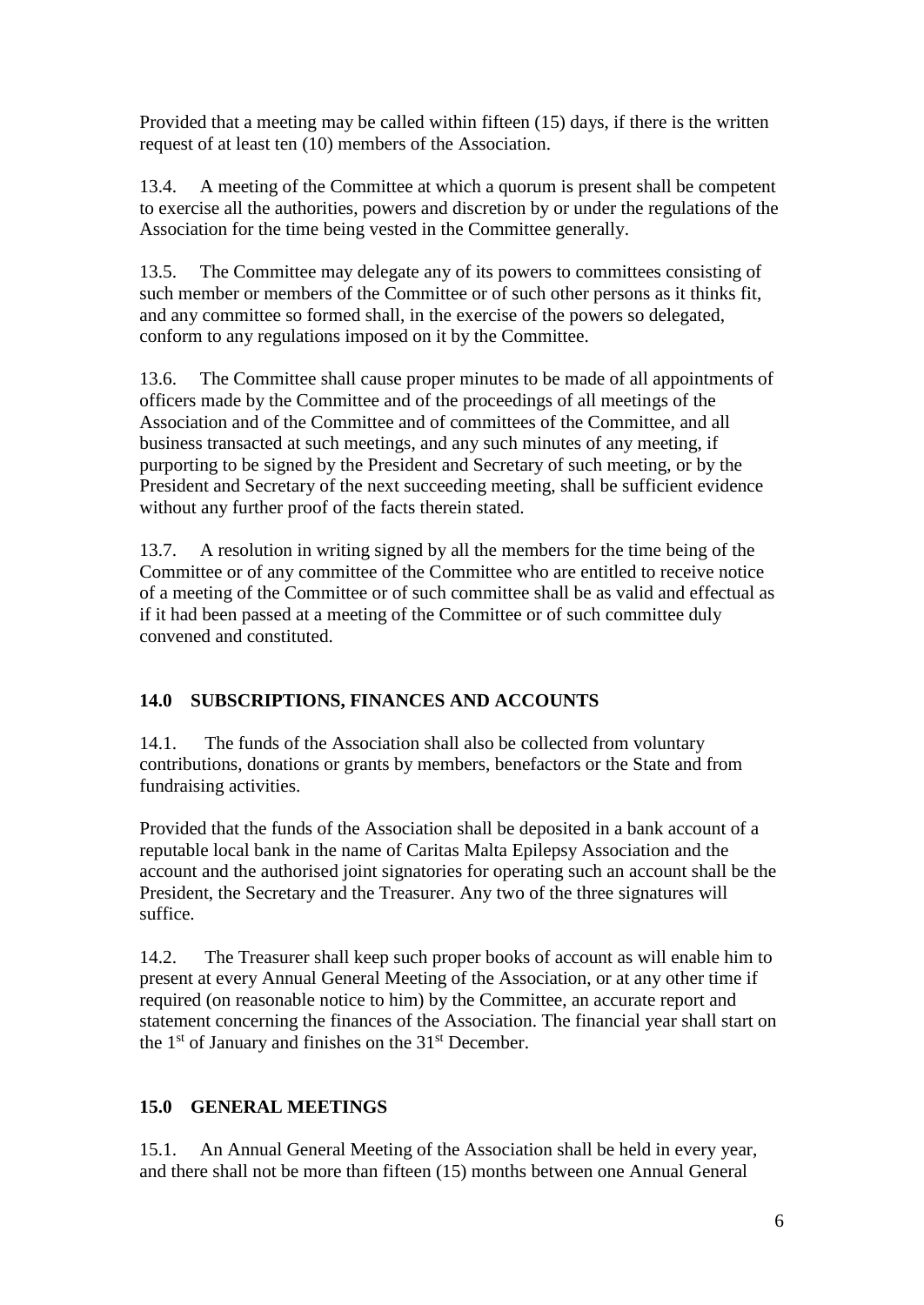Provided that a meeting may be called within fifteen (15) days, if there is the written request of at least ten (10) members of the Association.

13.4. A meeting of the Committee at which a quorum is present shall be competent to exercise all the authorities, powers and discretion by or under the regulations of the Association for the time being vested in the Committee generally.

13.5. The Committee may delegate any of its powers to committees consisting of such member or members of the Committee or of such other persons as it thinks fit, and any committee so formed shall, in the exercise of the powers so delegated, conform to any regulations imposed on it by the Committee.

13.6. The Committee shall cause proper minutes to be made of all appointments of officers made by the Committee and of the proceedings of all meetings of the Association and of the Committee and of committees of the Committee, and all business transacted at such meetings, and any such minutes of any meeting, if purporting to be signed by the President and Secretary of such meeting, or by the President and Secretary of the next succeeding meeting, shall be sufficient evidence without any further proof of the facts therein stated.

13.7. A resolution in writing signed by all the members for the time being of the Committee or of any committee of the Committee who are entitled to receive notice of a meeting of the Committee or of such committee shall be as valid and effectual as if it had been passed at a meeting of the Committee or of such committee duly convened and constituted.

## 14.0 SUBSCRIPTIONS, FINANCES AND ACCOUNTS

14.1. The funds of the Association shall also be collected from voluntary contributions, donations or grants by members, benefactors or the State and from fundraising activities.

Provided that the funds of the Association shall be deposited in a bank account of a reputable local bank in the name of Caritas Malta Epilepsy Association and the account and the authorised joint signatories for operating such an account shall be the President, the Secretary and the Treasurer. Any two of the three signatures will suffice.

14.2. The Treasurer shall keep such proper books of account as will enable him to present at every Annual General Meeting of the Association, or at any other time if required (on reasonable notice to him) by the Committee, an accurate report and statement concerning the finances of the Association. The financial year shall start on the 1st of January and finishes on the 31st December.

## 15.0 GENERAL MEETINGS

15.1. An Annual General Meeting of the Association shall be held in every year, and there shall not be more than fifteen (15) months between one Annual General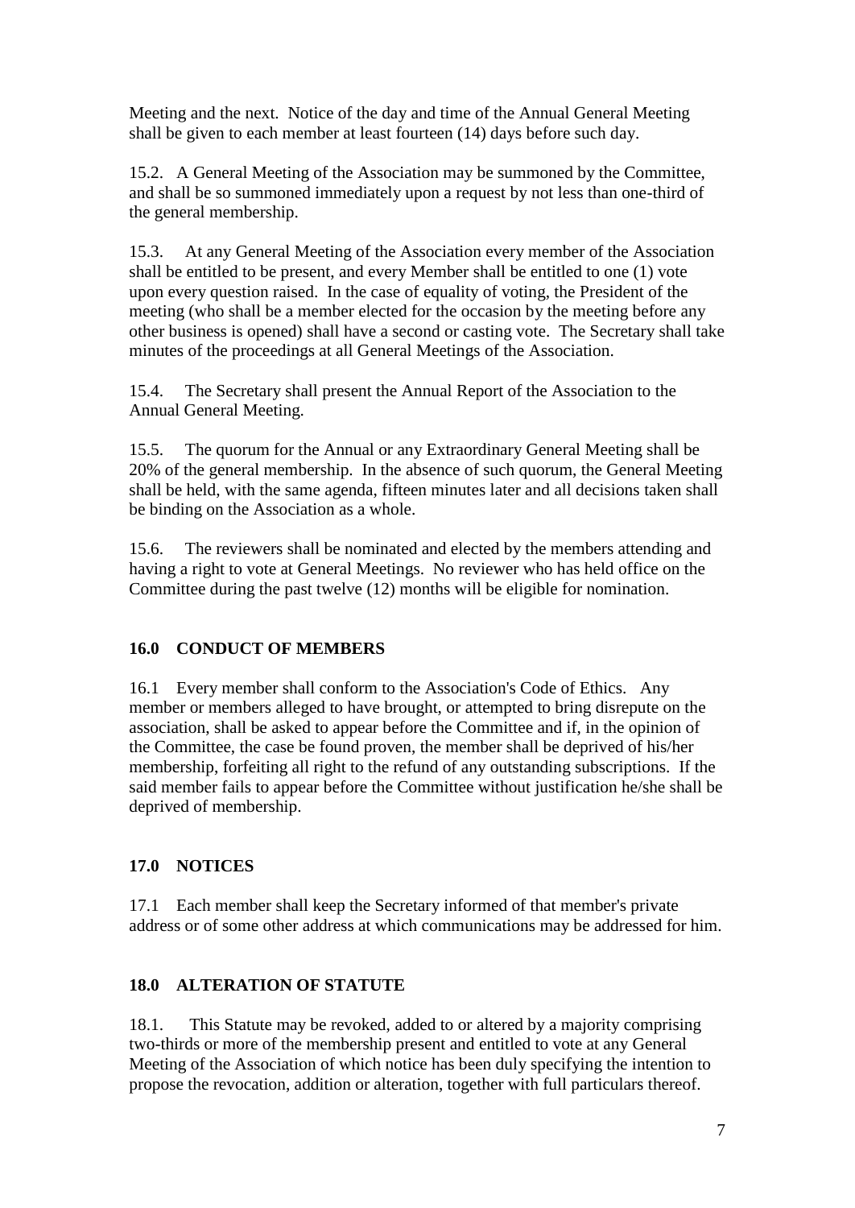Meeting and the next. Notice of the day and time of the Annual General Meeting shall be given to each member at least fourteen (14) days before such day.

15.2. A General Meeting of the Association may be summoned by the Committee, and shall be so summoned immediately upon a request by not less than one-third of the general membership.

15.3. At any General Meeting of the Association every member of the Association shall be entitled to be present, and every Member shall be entitled to one (1) vote upon every question raised. In the case of equality of voting, the President of the meeting (who shall be a member elected for the occasion by the meeting before any other business is opened) shall have a second or casting vote. The Secretary shall take minutes of the proceedings at all General Meetings of the Association.

15.4. The Secretary shall present the Annual Report of the Association to the Annual General Meeting.

15.5. The quorum for the Annual or any Extraordinary General Meeting shall be 20% of the general membership. In the absence of such quorum, the General Meeting shall be held, with the same agenda, fifteen minutes later and all decisions taken shall be binding on the Association as a whole.

15.6. The reviewers shall be nominated and elected by the members attending and having a right to vote at General Meetings. No reviewer who has held office on the Committee during the past twelve (12) months will be eligible for nomination.

## 16.0 CONDUCT OF MEMBERS

16.1 Every member shall conform to the Association's Code of Ethics. Any member or members alleged to have brought, or attempted to bring disrepute on the association, shall be asked to appear before the Committee and if, in the opinion of the Committee, the case be found proven, the member shall be deprived of his/her membership, forfeiting all right to the refund of any outstanding subscriptions. If the said member fails to appear before the Committee without justification he/she shall be deprived of membership.

## 17.0 NOTICES

17.1 Each member shall keep the Secretary informed of that member's private address or of some other address at which communications may be addressed for him.

## 18.0 ALTERATION OF STATUTE

18.1. This Statute may be revoked, added to or altered by a majority comprising two-thirds or more of the membership present and entitled to vote at any General Meeting of the Association of which notice has been duly specifying the intention to propose the revocation, addition or alteration, together with full particulars thereof.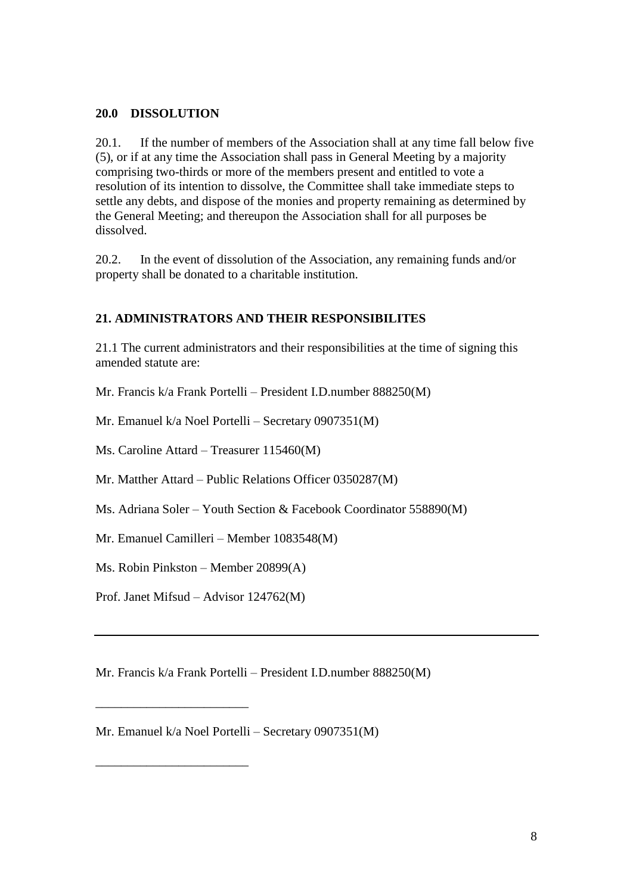## 20.0 DISSOLUTION

20.1. If the number of members of the Association shall at any time fall below five (5), or if at any time the Association shall pass in General Meeting by a majority comprising two-thirds or more of the members present and entitled to vote a resolution of its intention to dissolve, the Committee shall take immediate steps to settle any debts, and dispose of the monies and property remaining as determined by the General Meeting; and thereupon the Association shall for all purposes be dissolved.

20.2. In the event of dissolution of the Association, any remaining funds and/or property shall be donated to a charitable institution.

## 21. ADMINISTRATORS AND THEIR RESPONSIBILITES

21.1 The current administrators and their responsibilities at the time of signing this amended statute are:

Mr. Francis k/a Frank Portelli – President I.D.number 888250(M)

Mr. Emanuel k/a Noel Portelli – Secretary 0907351(M)

Ms. Caroline Attard – Treasurer 115460(M)

Mr. Matther Attard – Public Relations Officer 0350287(M)

Ms. Adriana Soler – Youth Section & Facebook Coordinator 558890(M)

Mr. Emanuel Camilleri – Member 1083548(M)

Ms. Robin Pinkston – Member 20899(A)

Prof. Janet Mifsud – Advisor 124762(M)

---

Mr. Francis k/a Frank Portelli – President I.D.number 888250(M)

________________________

Mr. Emanuel k/a Noel Portelli – Secretary 0907351(M)

________________________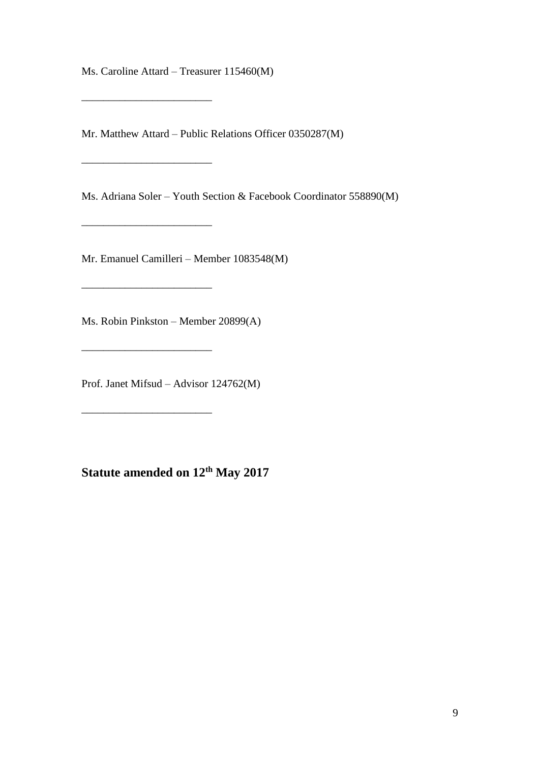Ms. Caroline Attard – Treasurer 115460(M)

________________________

Mr. Matthew Attard – Public Relations Officer 0350287(M)

________________________

Ms. Adriana Soler – Youth Section & Facebook Coordinator 558890(M)

________________________

Mr. Emanuel Camilleri – Member 1083548(M)

________________________

Ms. Robin Pinkston – Member 20899(A)

________________________

Prof. Janet Mifsud – Advisor 124762(M)

________________________

**Statute amended on 12th May 2017**